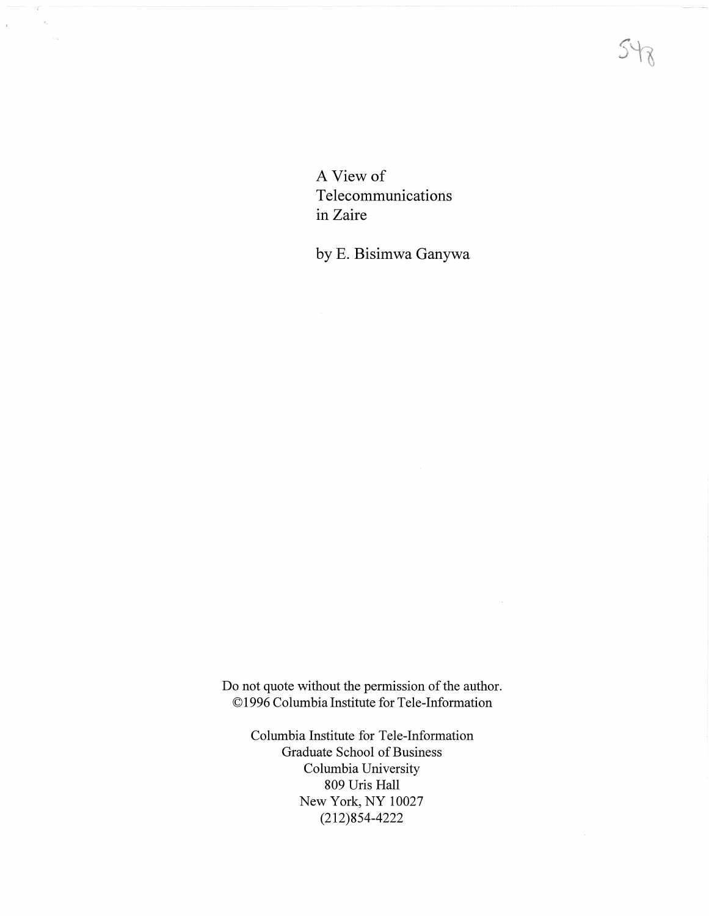# A View of Telecommunications in Zaire

by E. Bisimwa Ganywa

Do not quote without the permission of the author.
©1996 Columbia Institute for Tele-Information

Columbia Institute for Tele-Information
Graduate School of Business
Columbia University
809 Uris Hall
New York, NY 10027
(212)854-4222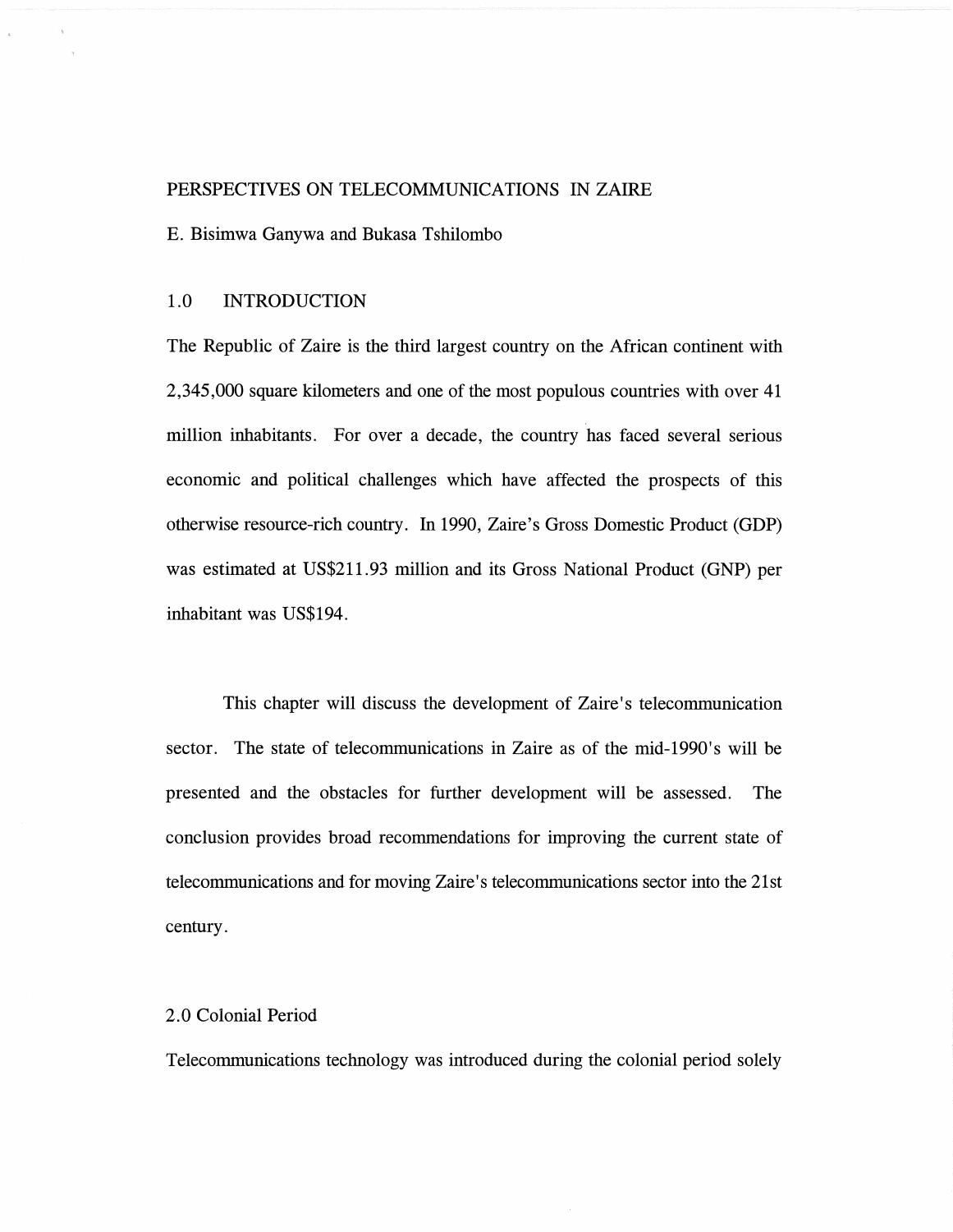# PERSPECTIVES ON TELECOMMUNICATIONS IN ZAIRE

E. Bisimwa Ganywa and Bukasa Tshilombo

## 1.0 INTRODUCTION

The Republic of Zaire is the third largest country on the African continent with 2,345,000 square kilometers and one of the most populous countries with over 41 million inhabitants. For over a decade, the country has faced several serious economic and political challenges which have affected the prospects of this otherwise resource-rich country. In 1990, Zaire's Gross Domestic Product (GDP) was estimated at US$211.93 million and its Gross National Product (GNP) per inhabitant was US$194.

This chapter will discuss the development of Zaire's telecommunication sector. The state of telecommunications in Zaire as of the mid-1990's will be presented and the obstacles for further development will be assessed. The conclusion provides broad recommendations for improving the current state of telecommunications and for moving Zaire's telecommunications sector into the 21st century.

## 2.0 Colonial Period

Telecommunications technology was introduced during the colonial period solely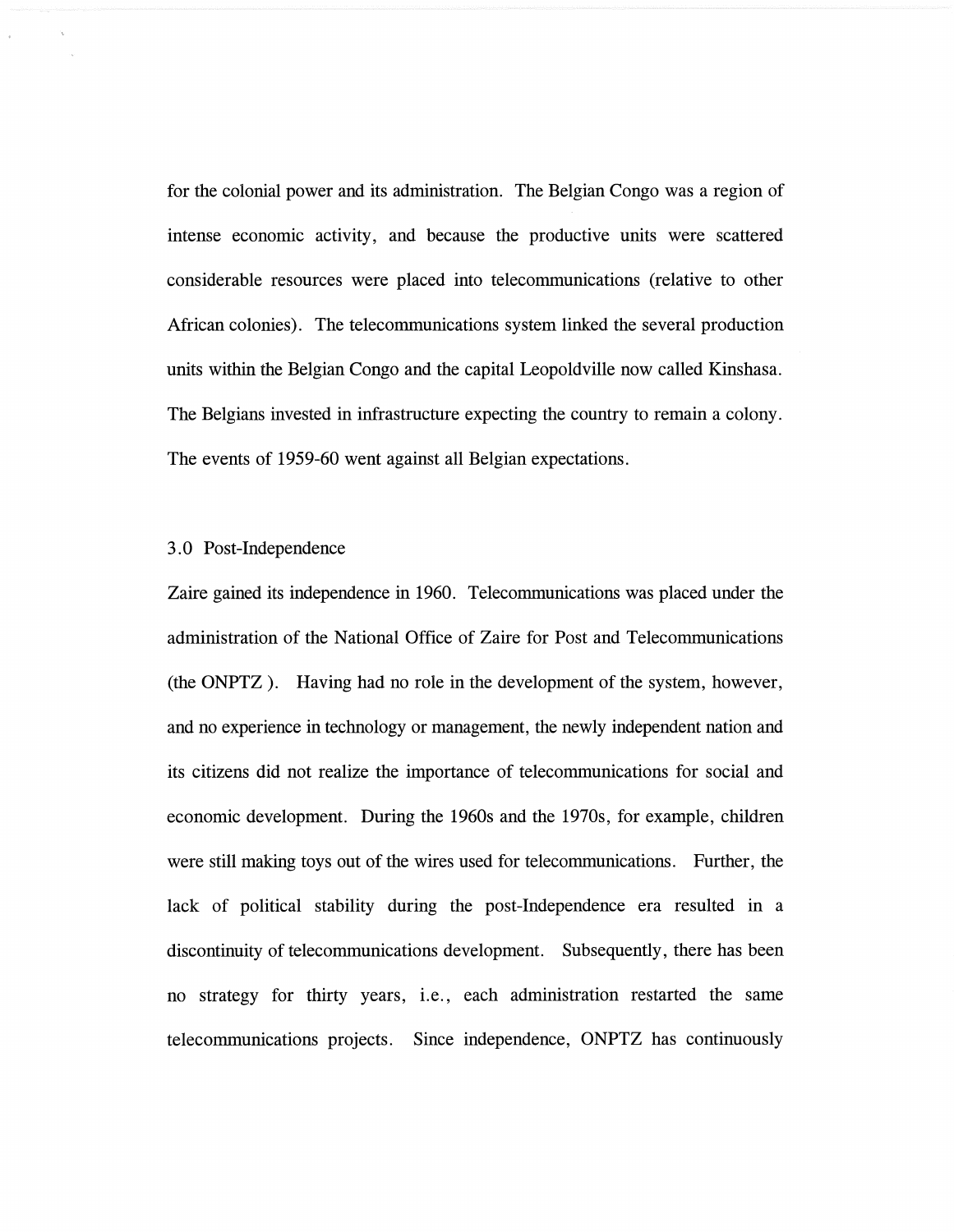for the colonial power and its administration. The Belgian Congo was a region of intense economic activity, and because the productive units were scattered considerable resources were placed into telecommunications (relative to other African colonies). The telecommunications system linked the several production units within the Belgian Congo and the capital Leopoldville now called Kinshasa. The Belgians invested in infrastructure expecting the country to remain a colony. The events of 1959-60 went against all Belgian expectations.

## 3.0 Post-Independence

Zaire gained its independence in 1960. Telecommunications was placed under the administration of the National Office of Zaire for Post and Telecommunications (the ONPTZ ). Having had no role in the development of the system, however, and no experience in technology or management, the newly independent nation and its citizens did not realize the importance of telecommunications for social and economic development. During the 1960s and the 1970s, for example, children were still making toys out of the wires used for telecommunications. Further, the lack of political stability during the post-Independence era resulted in a discontinuity of telecommunications development. Subsequently, there has been no strategy for thirty years, i.e., each administration restarted the same telecommunications projects. Since independence, ONPTZ has continuously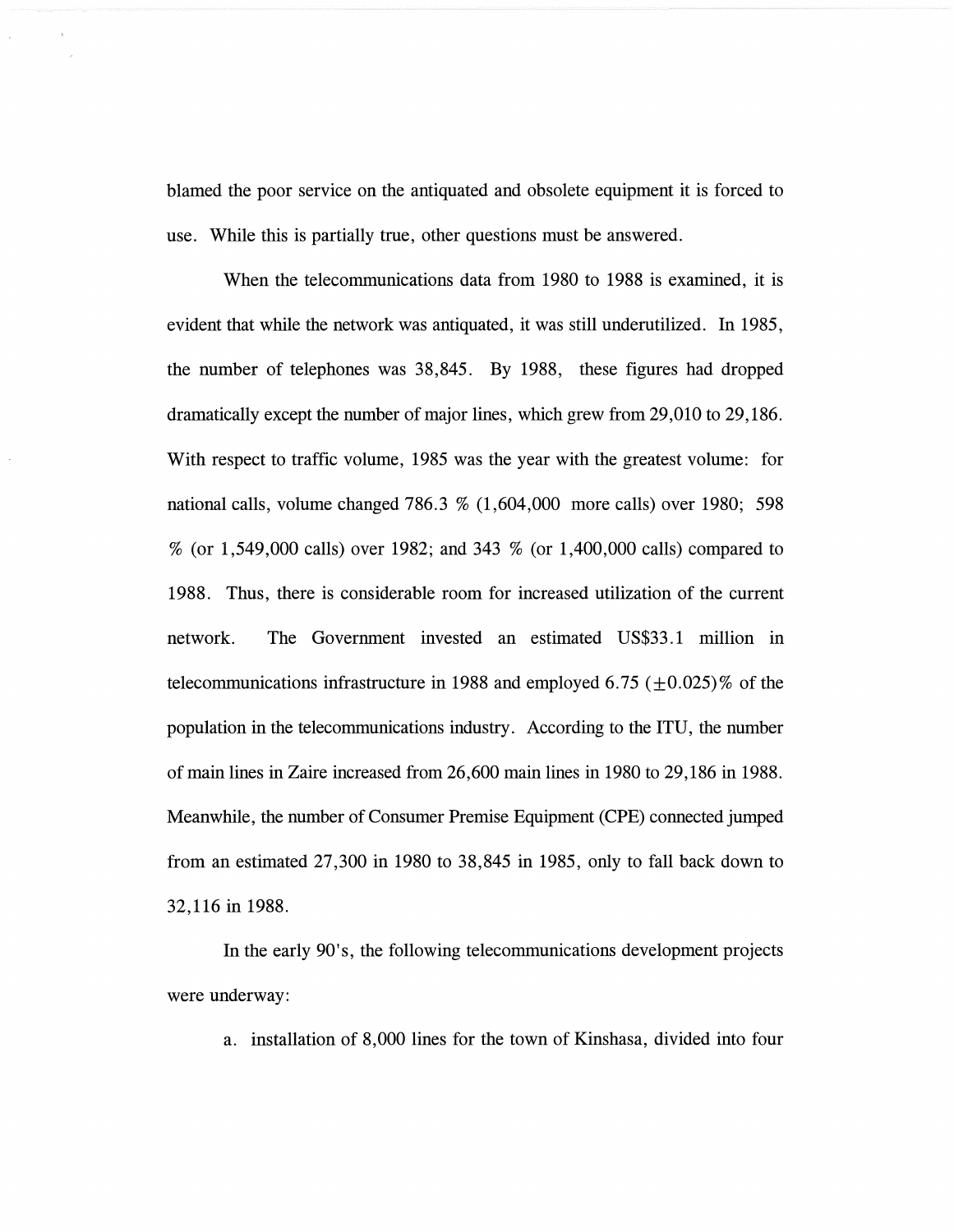blamed the poor service on the antiquated and obsolete equipment it is forced to use. While this is partially true, other questions must be answered.

When the telecommunications data from 1980 to 1988 is examined, it is evident that while the network was antiquated, it was still underutilized. In 1985, the number of telephones was 38,845. By 1988, these figures had dropped dramatically except the number of major lines, which grew from 29,010 to 29,186. With respect to traffic volume, 1985 was the year with the greatest volume: for national calls, volume changed 786.3 % (1,604,000 more calls) over 1980; 598 % (or 1,549,000 calls) over 1982; and 343 % (or 1,400,000 calls) compared to 1988. Thus, there is considerable room for increased utilization of the current network. The Government invested an estimated US$33.1 million in telecommunications infrastructure in 1988 and employed 6.75 ($\pm$0.025)% of the population in the telecommunications industry. According to the ITU, the number of main lines in Zaire increased from 26,600 main lines in 1980 to 29,186 in 1988. Meanwhile, the number of Consumer Premise Equipment (CPE) connected jumped from an estimated 27,300 in 1980 to 38,845 in 1985, only to fall back down to 32,116 in 1988.

In the early 90's, the following telecommunications development projects were underway:

a. installation of 8,000 lines for the town of Kinshasa, divided into four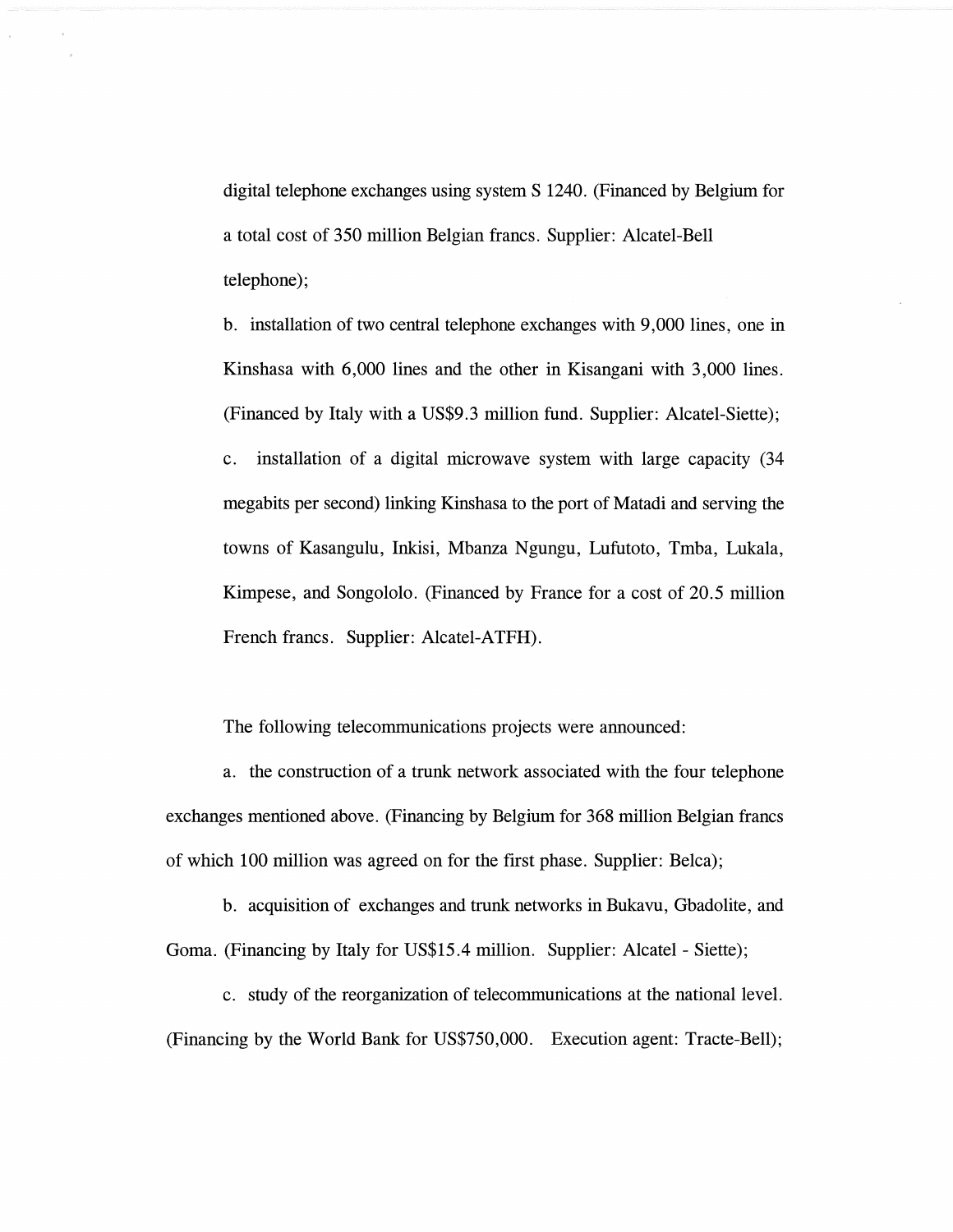digital telephone exchanges using system S 1240. (Financed by Belgium for a total cost of 350 million Belgian francs. Supplier: Alcatel-Bell telephone);

b. installation of two central telephone exchanges with 9,000 lines, one in Kinshasa with 6,000 lines and the other in Kisangani with 3,000 lines. (Financed by Italy with a US$9.3 million fund. Supplier: Alcatel-Siette);

c. installation of a digital microwave system with large capacity (34 megabits per second) linking Kinshasa to the port of Matadi and serving the towns of Kasangulu, Inkisi, Mbanza Ngungu, Lufutoto, Tmba, Lukala, Kimpese, and Songololo. (Financed by France for a cost of 20.5 million French francs. Supplier: Alcatel-ATFH).

The following telecommunications projects were announced:

a. the construction of a trunk network associated with the four telephone exchanges mentioned above. (Financing by Belgium for 368 million Belgian francs of which 100 million was agreed on for the first phase. Supplier: Belca);

b. acquisition of exchanges and trunk networks in Bukavu, Gbadolite, and Goma. (Financing by Italy for US$15.4 million. Supplier: Alcatel - Siette);

c. study of the reorganization of telecommunications at the national level. (Financing by the World Bank for US$750,000. Execution agent: Tracte-Bell);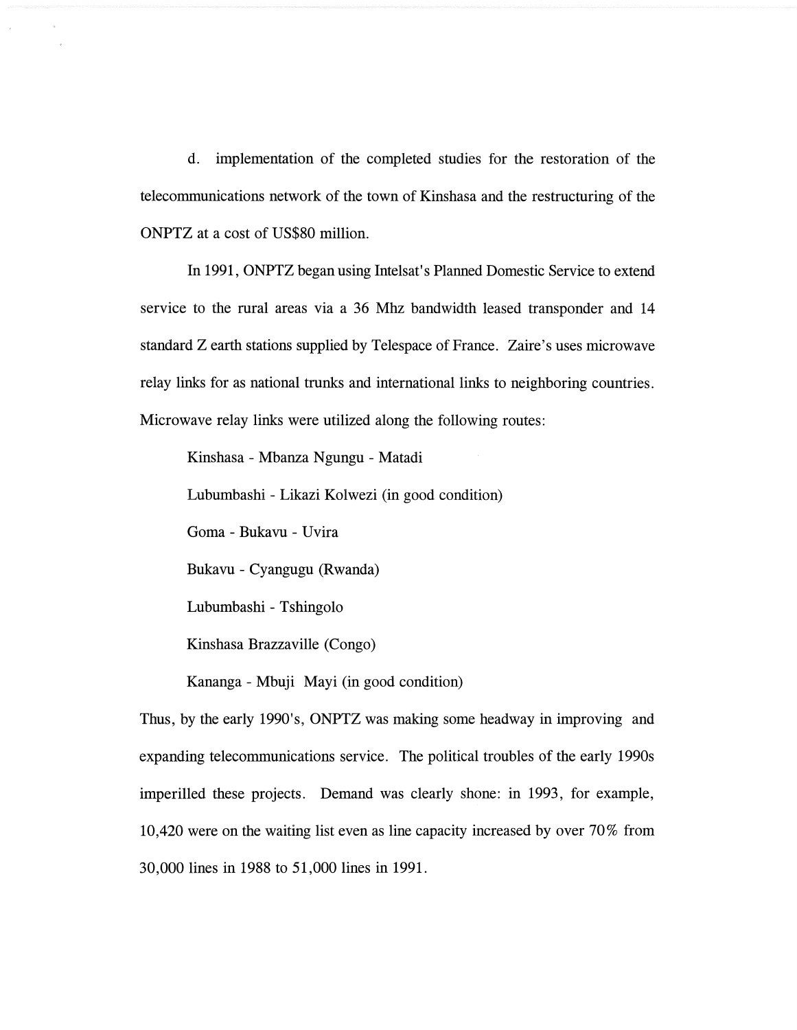d. implementation of the completed studies for the restoration of the telecommunications network of the town of Kinshasa and the restructuring of the ONPTZ at a cost of US$80 million.

In 1991, ONPTZ began using Intelsat's Planned Domestic Service to extend service to the rural areas via a 36 Mhz bandwidth leased transponder and 14 standard Z earth stations supplied by Telespace of France. Zaire's uses microwave relay links for as national trunks and international links to neighboring countries. Microwave relay links were utilized along the following routes:

Kinshasa - Mbanza Ngungu - Matadi

Lubumbashi - Likazi Kolwezi (in good condition)

Goma - Bukavu - Uvira

Bukavu - Cyangugu (Rwanda)

Lubumbashi - Tshingolo

Kinshasa Brazzaville (Congo)

Kananga - Mbuji Mayi (in good condition)

Thus, by the early 1990's, ONPTZ was making some headway in improving and expanding telecommunications service. The political troubles of the early 1990s imperilled these projects. Demand was clearly shone: in 1993, for example, 10,420 were on the waiting list even as line capacity increased by over 70% from 30,000 lines in 1988 to 51,000 lines in 1991.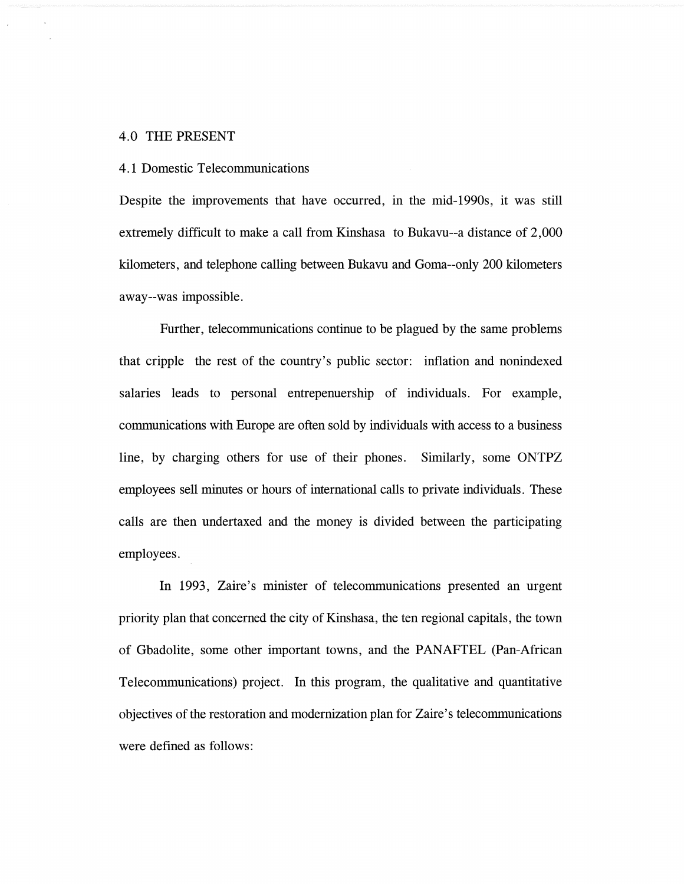## 4.0 THE PRESENT

### 4.1 Domestic Telecommunications

Despite the improvements that have occurred, in the mid-1990s, it was still extremely difficult to make a call from Kinshasa to Bukavu--a distance of 2,000 kilometers, and telephone calling between Bukavu and Goma--only 200 kilometers away--was impossible.

Further, telecommunications continue to be plagued by the same problems that cripple the rest of the country's public sector: inflation and nonindexed salaries leads to personal entrepenuership of individuals. For example, communications with Europe are often sold by individuals with access to a business line, by charging others for use of their phones. Similarly, some ONTPZ employees sell minutes or hours of international calls to private individuals. These calls are then undertaxed and the money is divided between the participating employees.

In 1993, Zaire's minister of telecommunications presented an urgent priority plan that concerned the city of Kinshasa, the ten regional capitals, the town of Gbadolite, some other important towns, and the PANAFTEL (Pan-African Telecommunications) project. In this program, the qualitative and quantitative objectives of the restoration and modernization plan for Zaire's telecommunications were defined as follows: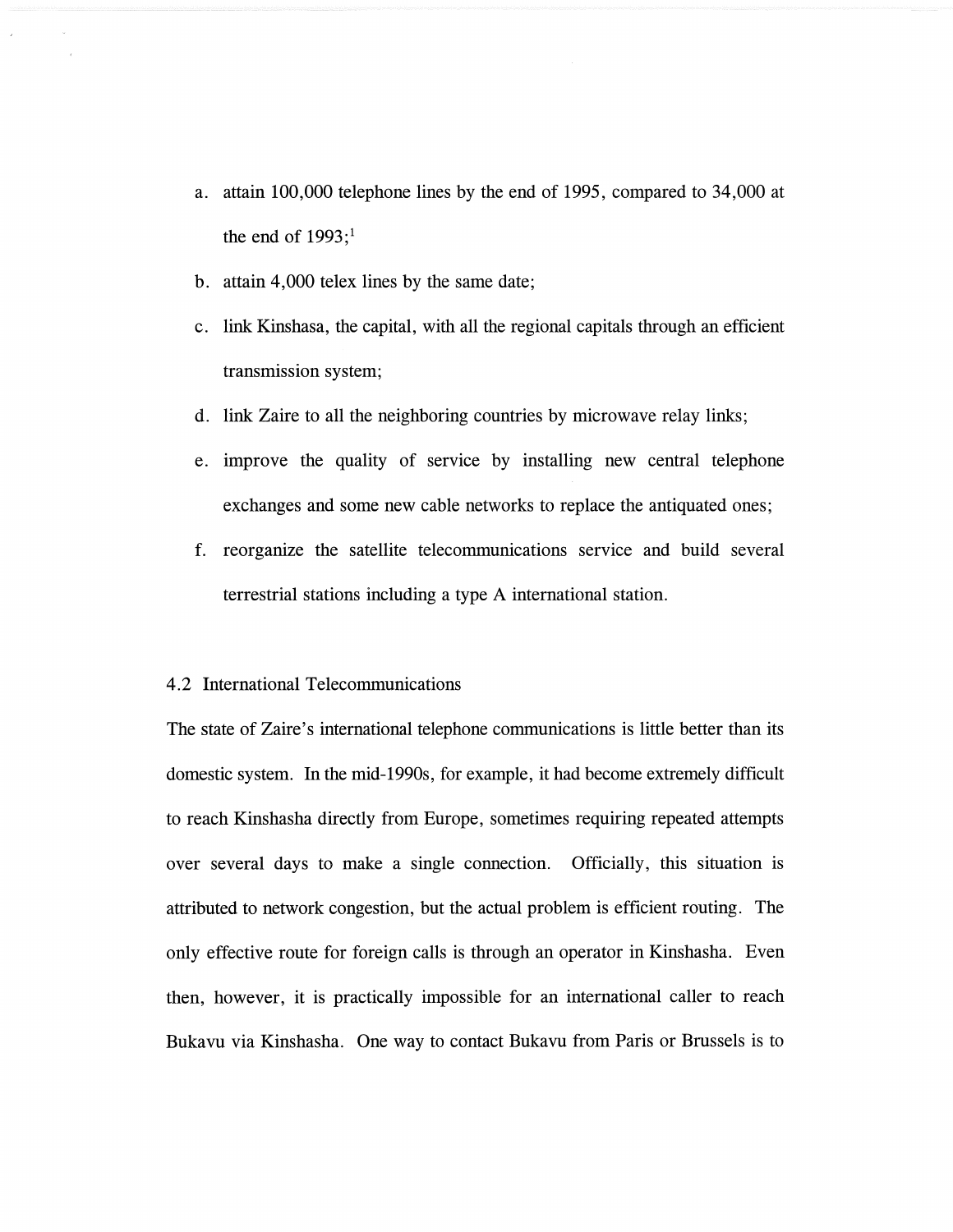a. attain 100,000 telephone lines by the end of 1995, compared to 34,000 at the end of 1993;[1]
b. attain 4,000 telex lines by the same date;
c. link Kinshasa, the capital, with all the regional capitals through an efficient transmission system;
d. link Zaire to all the neighboring countries by microwave relay links;
e. improve the quality of service by installing new central telephone exchanges and some new cable networks to replace the antiquated ones;
f. reorganize the satellite telecommunications service and build several terrestrial stations including a type A international station.

### 4.2 International Telecommunications

The state of Zaire's international telephone communications is little better than its domestic system. In the mid-1990s, for example, it had become extremely difficult to reach Kinshasha directly from Europe, sometimes requiring repeated attempts over several days to make a single connection. Officially, this situation is attributed to network congestion, but the actual problem is efficient routing. The only effective route for foreign calls is through an operator in Kinshasha. Even then, however, it is practically impossible for an international caller to reach Bukavu via Kinshasha. One way to contact Bukavu from Paris or Brussels is to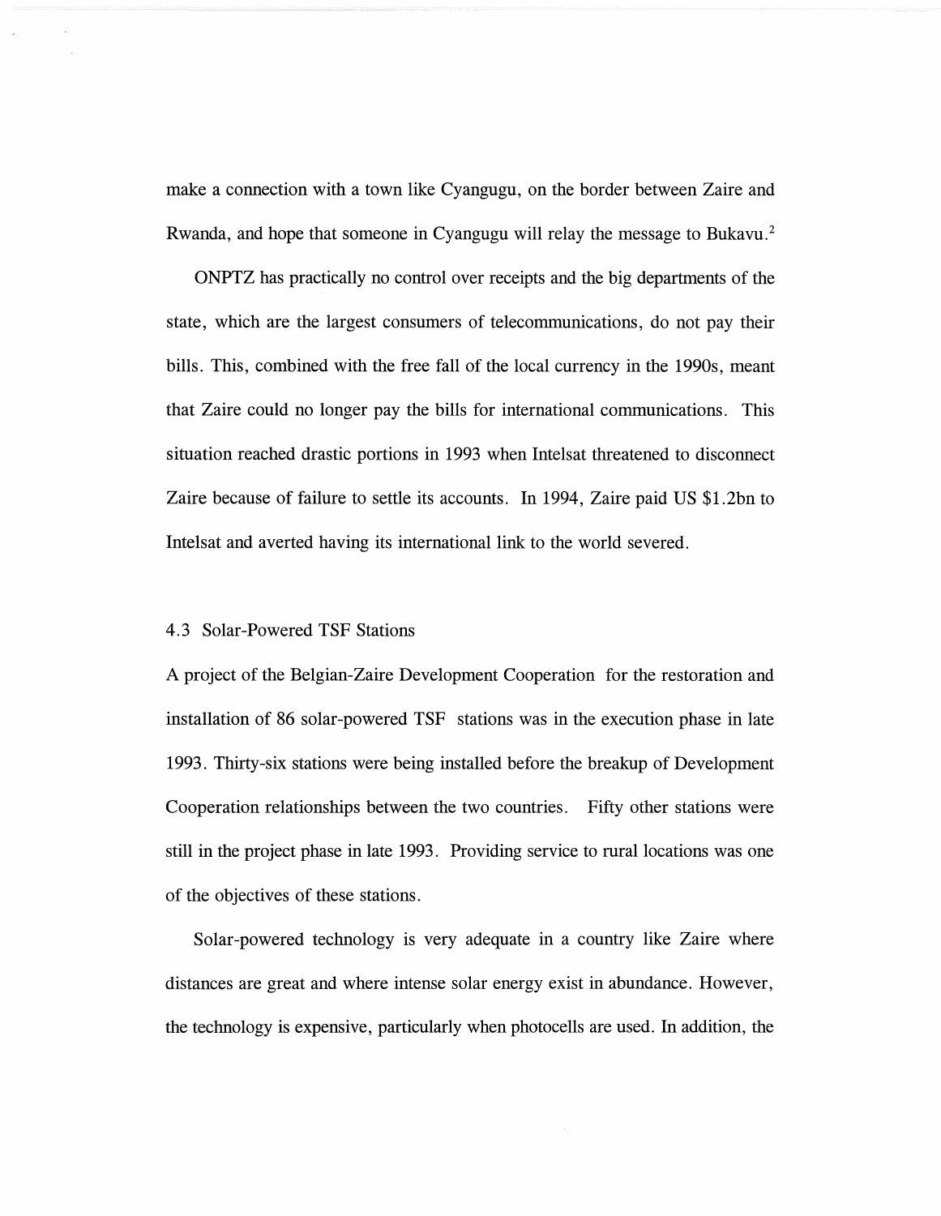make a connection with a town like Cyangugu, on the border between Zaire and Rwanda, and hope that someone in Cyangugu will relay the message to Bukavu.[2]

ONPTZ has practically no control over receipts and the big departments of the state, which are the largest consumers of telecommunications, do not pay their bills. This, combined with the free fall of the local currency in the 1990s, meant that Zaire could no longer pay the bills for international communications. This situation reached drastic portions in 1993 when Intelsat threatened to disconnect Zaire because of failure to settle its accounts. In 1994, Zaire paid US $1.2bn to Intelsat and averted having its international link to the world severed.

### 4.3 Solar-Powered TSF Stations

A project of the Belgian-Zaire Development Cooperation for the restoration and installation of 86 solar-powered TSF stations was in the execution phase in late 1993. Thirty-six stations were being installed before the breakup of Development Cooperation relationships between the two countries. Fifty other stations were still in the project phase in late 1993. Providing service to rural locations was one of the objectives of these stations.

Solar-powered technology is very adequate in a country like Zaire where distances are great and where intense solar energy exist in abundance. However, the technology is expensive, particularly when photocells are used. In addition, the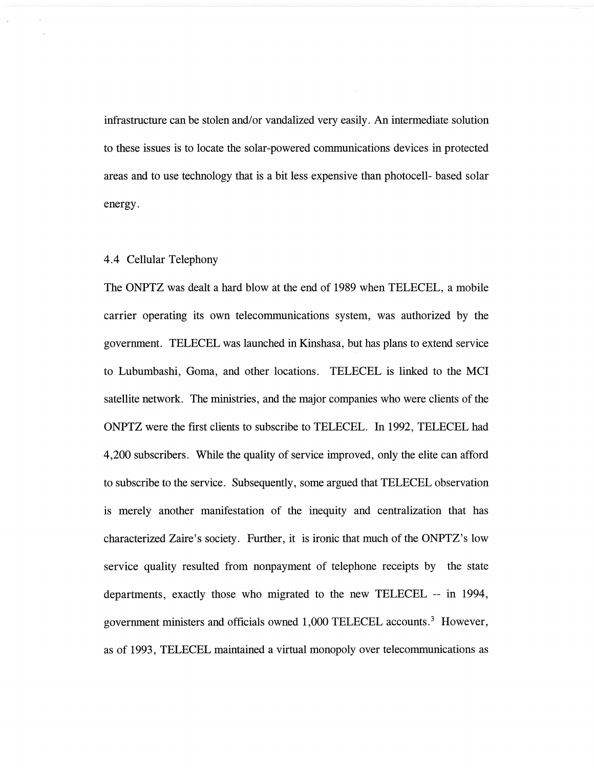infrastructure can be stolen and/or vandalized very easily. An intermediate solution to these issues is to locate the solar-powered communications devices in protected areas and to use technology that is a bit less expensive than photocell- based solar energy.

### 4.4 Cellular Telephony

The ONPTZ was dealt a hard blow at the end of 1989 when TELECEL, a mobile carrier operating its own telecommunications system, was authorized by the government. TELECEL was launched in Kinshasa, but has plans to extend service to Lubumbashi, Goma, and other locations. TELECEL is linked to the MCI satellite network. The ministries, and the major companies who were clients of the ONPTZ were the first clients to subscribe to TELECEL. In 1992, TELECEL had 4,200 subscribers. While the quality of service improved, only the elite can afford to subscribe to the service. Subsequently, some argued that TELECEL observation is merely another manifestation of the inequity and centralization that has characterized Zaire's society. Further, it is ironic that much of the ONPTZ's low service quality resulted from nonpayment of telephone receipts by the state departments, exactly those who migrated to the new TELECEL -- in 1994, government ministers and officials owned 1,000 TELECEL accounts.[3] However, as of 1993, TELECEL maintained a virtual monopoly over telecommunications as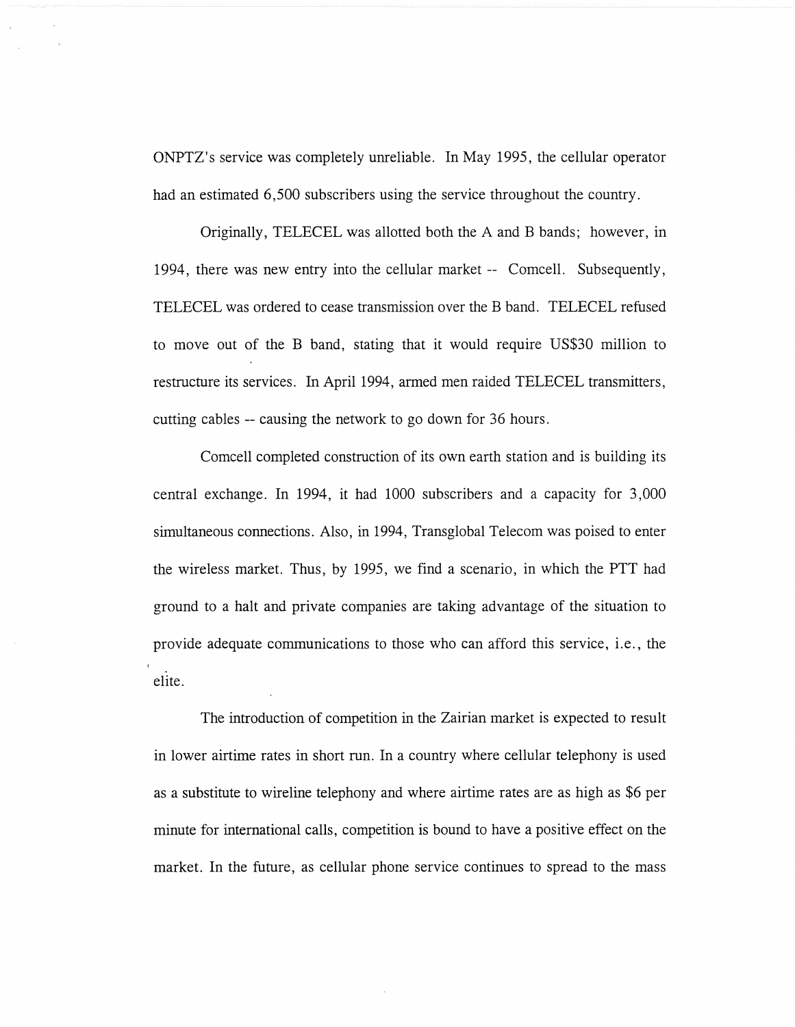ONPTZ's service was completely unreliable. In May 1995, the cellular operator had an estimated 6,500 subscribers using the service throughout the country.

Originally, TELECEL was allotted both the A and B bands; however, in 1994, there was new entry into the cellular market -- Comcell. Subsequently, TELECEL was ordered to cease transmission over the B band. TELECEL refused to move out of the B band, stating that it would require US$30 million to restructure its services. In April 1994, armed men raided TELECEL transmitters, cutting cables -- causing the network to go down for 36 hours.

Comcell completed construction of its own earth station and is building its central exchange. In 1994, it had 1000 subscribers and a capacity for 3,000 simultaneous connections. Also, in 1994, Transglobal Telecom was poised to enter the wireless market. Thus, by 1995, we find a scenario, in which the PTT had ground to a halt and private companies are taking advantage of the situation to provide adequate communications to those who can afford this service, i.e., the elite.

The introduction of competition in the Zairian market is expected to result in lower airtime rates in short run. In a country where cellular telephony is used as a substitute to wireline telephony and where airtime rates are as high as $6 per minute for international calls, competition is bound to have a positive effect on the market. In the future, as cellular phone service continues to spread to the mass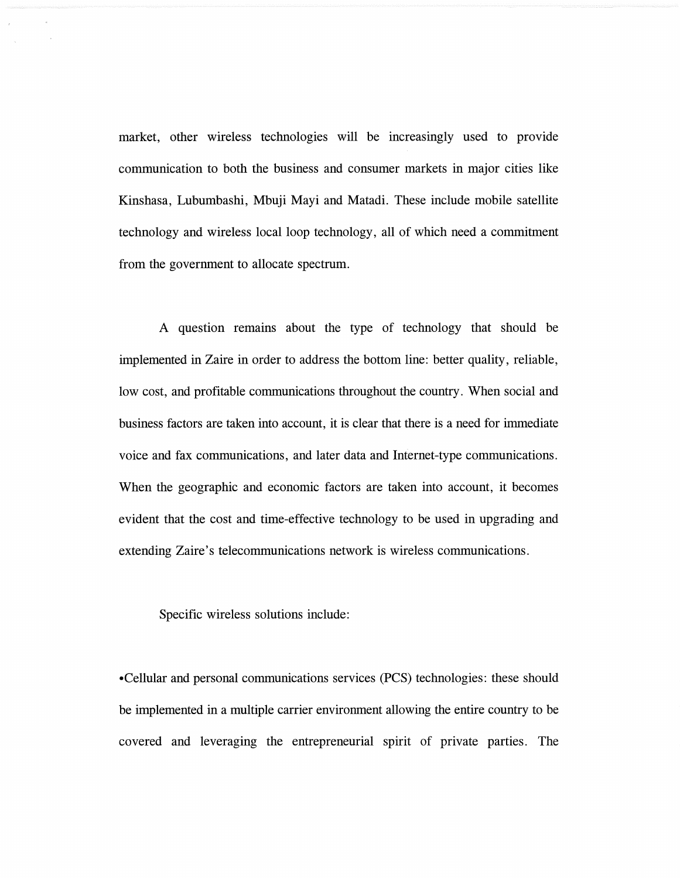market, other wireless technologies will be increasingly used to provide communication to both the business and consumer markets in major cities like Kinshasa, Lubumbashi, Mbuji Mayi and Matadi. These include mobile satellite technology and wireless local loop technology, all of which need a commitment from the government to allocate spectrum.

A question remains about the type of technology that should be implemented in Zaire in order to address the bottom line: better quality, reliable, low cost, and profitable communications throughout the country. When social and business factors are taken into account, it is clear that there is a need for immediate voice and fax communications, and later data and Internet-type communications. When the geographic and economic factors are taken into account, it becomes evident that the cost and time-effective technology to be used in upgrading and extending Zaire's telecommunications network is wireless communications.

Specific wireless solutions include:

•Cellular and personal communications services (PCS) technologies: these should be implemented in a multiple carrier environment allowing the entire country to be covered and leveraging the entrepreneurial spirit of private parties. The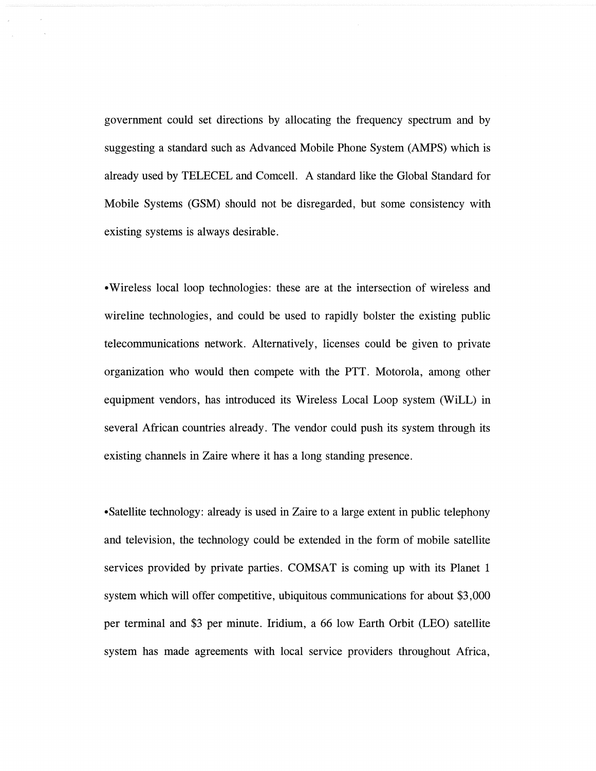government could set directions by allocating the frequency spectrum and by suggesting a standard such as Advanced Mobile Phone System (AMPS) which is already used by TELECEL and Comcell. A standard like the Global Standard for Mobile Systems (GSM) should not be disregarded, but some consistency with existing systems is always desirable.

•Wireless local loop technologies: these are at the intersection of wireless and wireline technologies, and could be used to rapidly bolster the existing public telecommunications network. Alternatively, licenses could be given to private organization who would then compete with the PTT. Motorola, among other equipment vendors, has introduced its Wireless Local Loop system (WiLL) in several African countries already. The vendor could push its system through its existing channels in Zaire where it has a long standing presence.

•Satellite technology: already is used in Zaire to a large extent in public telephony and television, the technology could be extended in the form of mobile satellite services provided by private parties. COMSAT is coming up with its Planet 1 system which will offer competitive, ubiquitous communications for about $3,000 per terminal and $3 per minute. Iridium, a 66 low Earth Orbit (LEO) satellite system has made agreements with local service providers throughout Africa,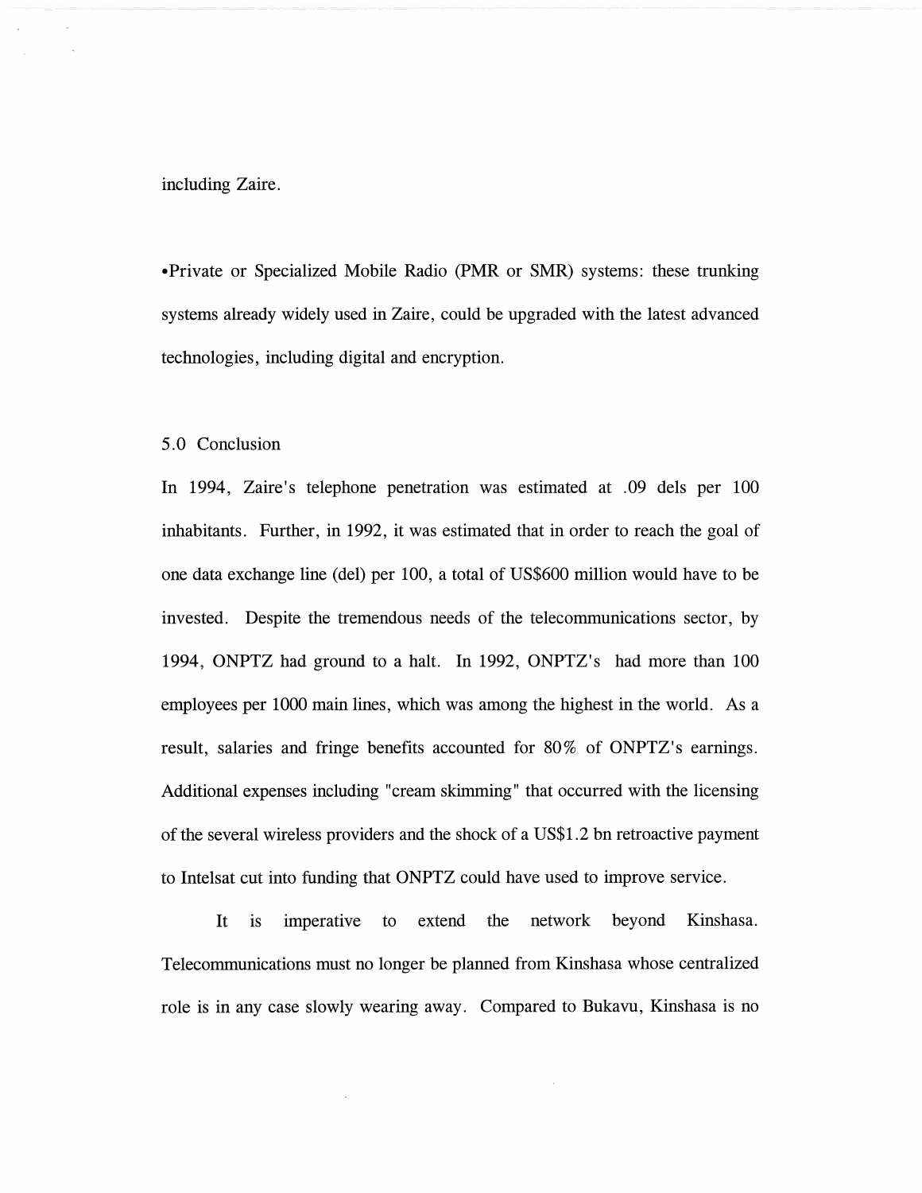including Zaire.

•Private or Specialized Mobile Radio (PMR or SMR) systems: these trunking systems already widely used in Zaire, could be upgraded with the latest advanced technologies, including digital and encryption.

## 5.0 Conclusion

In 1994, Zaire's telephone penetration was estimated at .09 dels per 100 inhabitants. Further, in 1992, it was estimated that in order to reach the goal of one data exchange line (del) per 100, a total of US$600 million would have to be invested. Despite the tremendous needs of the telecommunications sector, by 1994, ONPTZ had ground to a halt. In 1992, ONPTZ's had more than 100 employees per 1000 main lines, which was among the highest in the world. As a result, salaries and fringe benefits accounted for 80% of ONPTZ's earnings. Additional expenses including "cream skimming" that occurred with the licensing of the several wireless providers and the shock of a US$1.2 bn retroactive payment to Intelsat cut into funding that ONPTZ could have used to improve service.

It is imperative to extend the network beyond Kinshasa. Telecommunications must no longer be planned from Kinshasa whose centralized role is in any case slowly wearing away. Compared to Bukavu, Kinshasa is no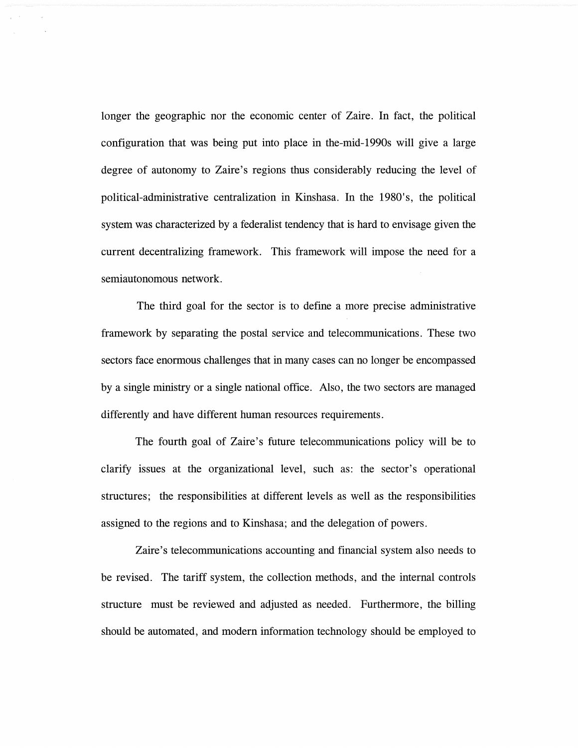longer the geographic nor the economic center of Zaire. In fact, the political configuration that was being put into place in the-mid-1990s will give a large degree of autonomy to Zaire's regions thus considerably reducing the level of political-administrative centralization in Kinshasa. In the 1980's, the political system was characterized by a federalist tendency that is hard to envisage given the current decentralizing framework. This framework will impose the need for a semiautonomous network.

The third goal for the sector is to define a more precise administrative framework by separating the postal service and telecommunications. These two sectors face enormous challenges that in many cases can no longer be encompassed by a single ministry or a single national office. Also, the two sectors are managed differently and have different human resources requirements.

The fourth goal of Zaire's future telecommunications policy will be to clarify issues at the organizational level, such as: the sector's operational structures; the responsibilities at different levels as well as the responsibilities assigned to the regions and to Kinshasa; and the delegation of powers.

Zaire's telecommunications accounting and financial system also needs to be revised. The tariff system, the collection methods, and the internal controls structure must be reviewed and adjusted as needed. Furthermore, the billing should be automated, and modern information technology should be employed to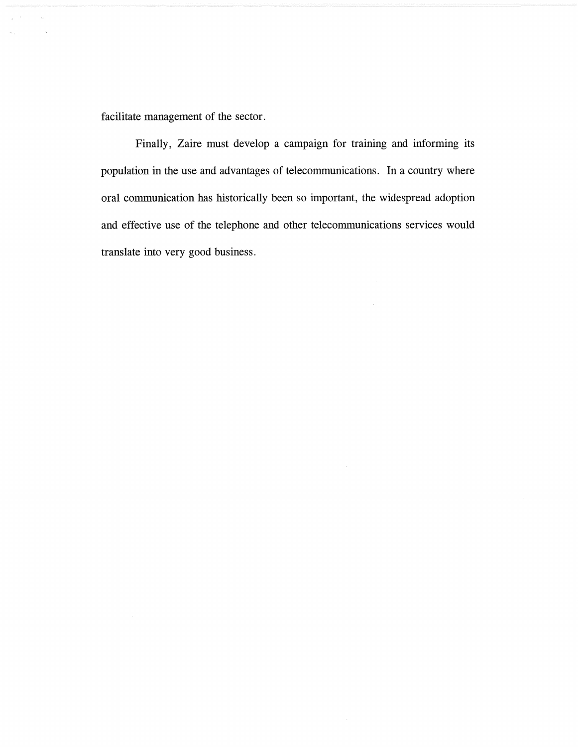facilitate management of the sector.

Finally, Zaire must develop a campaign for training and informing its population in the use and advantages of telecommunications. In a country where oral communication has historically been so important, the widespread adoption and effective use of the telephone and other telecommunications services would translate into very good business.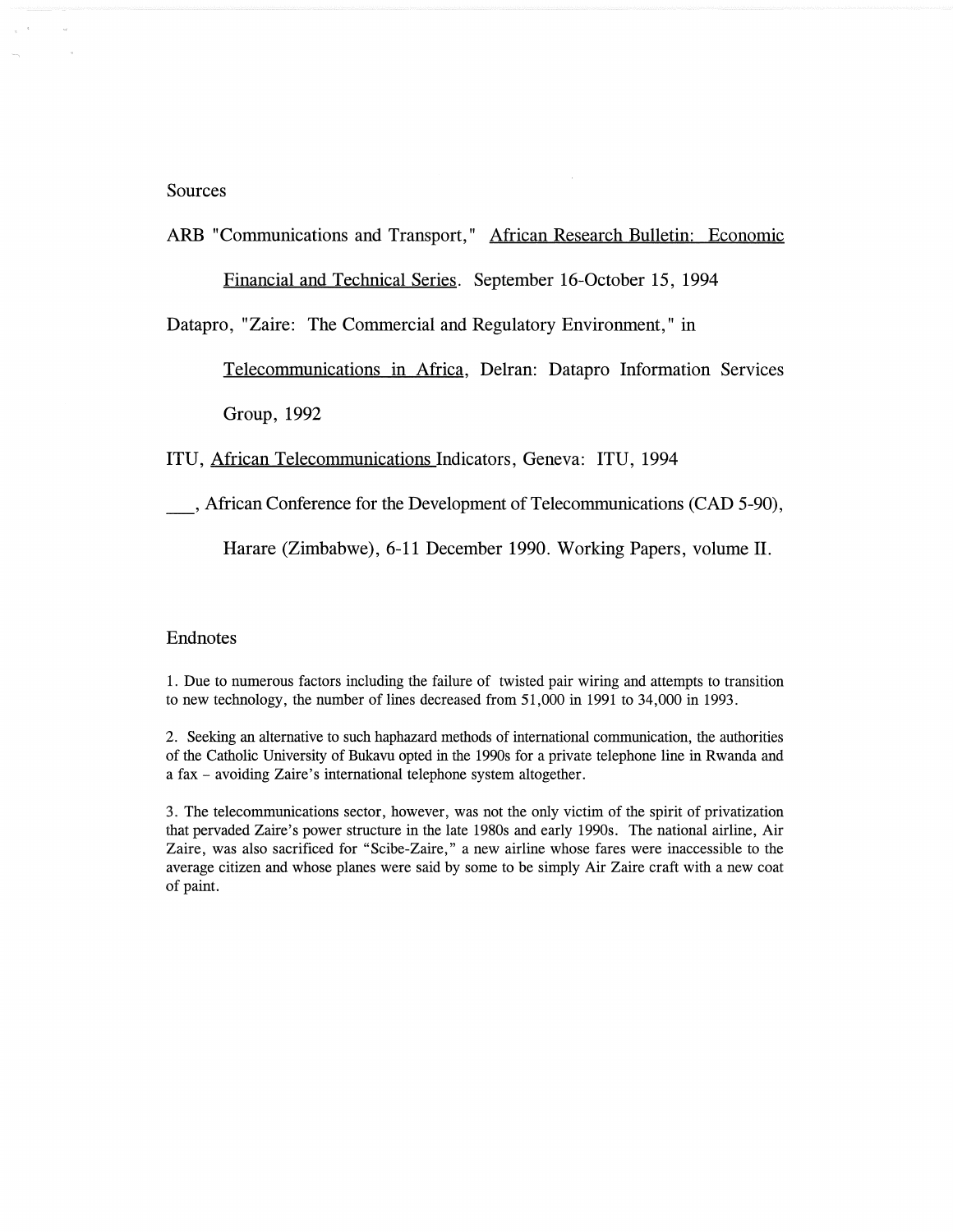## Sources

ARB "Communications and Transport," African Research Bulletin: Economic Financial and Technical Series. September 16-October 15, 1994

Datapro, "Zaire: The Commercial and Regulatory Environment," in Telecommunications in Africa, Delran: Datapro Information Services Group, 1992

ITU, African Telecommunications Indicators, Geneva: ITU, 1994

___, African Conference for the Development of Telecommunications (CAD 5-90), Harare (Zimbabwe), 6-11 December 1990. Working Papers, volume II.

## Endnotes

1. Due to numerous factors including the failure of twisted pair wiring and attempts to transition to new technology, the number of lines decreased from 51,000 in 1991 to 34,000 in 1993.

2. Seeking an alternative to such haphazard methods of international communication, the authorities of the Catholic University of Bukavu opted in the 1990s for a private telephone line in Rwanda and a fax – avoiding Zaire's international telephone system altogether.

3. The telecommunications sector, however, was not the only victim of the spirit of privatization that pervaded Zaire's power structure in the late 1980s and early 1990s. The national airline, Air Zaire, was also sacrificed for "Scibe-Zaire," a new airline whose fares were inaccessible to the average citizen and whose planes were said by some to be simply Air Zaire craft with a new coat of paint.